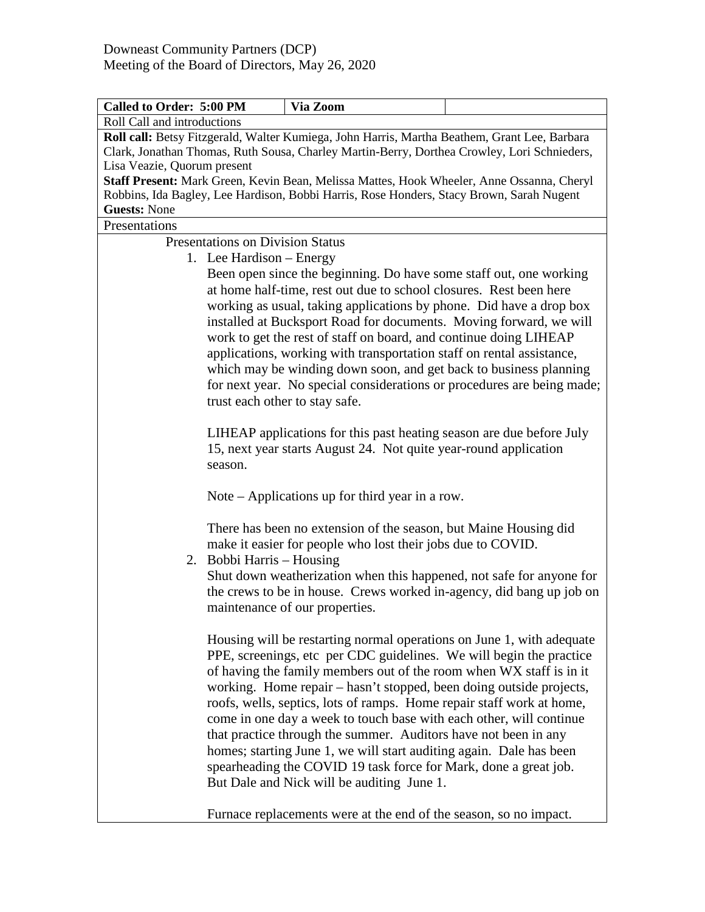Downeast Community Partners (DCP)
Meeting of the Board of Directors, May 26, 2020

| **Called to Order: 5:00 PM** | **Via Zoom** | |
|---|---|---|

Roll Call and introductions

**Roll call:** Betsy Fitzgerald, Walter Kumiega, John Harris, Martha Beathem, Grant Lee, Barbara Clark, Jonathan Thomas, Ruth Sousa, Charley Martin-Berry, Dorthea Crowley, Lori Schnieders, Lisa Veazie, Quorum present

**Staff Present:** Mark Green, Kevin Bean, Melissa Mattes, Hook Wheeler, Anne Ossanna, Cheryl Robbins, Ida Bagley, Lee Hardison, Bobbi Harris, Rose Honders, Stacy Brown, Sarah Nugent

**Guests:** None

Presentations

Presentations on Division Status

1. Lee Hardison – Energy

   Been open since the beginning. Do have some staff out, one working at home half-time, rest out due to school closures. Rest been here working as usual, taking applications by phone. Did have a drop box installed at Bucksport Road for documents. Moving forward, we will work to get the rest of staff on board, and continue doing LIHEAP applications, working with transportation staff on rental assistance, which may be winding down soon, and get back to business planning for next year. No special considerations or procedures are being made; trust each other to stay safe.

   LIHEAP applications for this past heating season are due before July 15, next year starts August 24. Not quite year-round application season.

   Note – Applications up for third year in a row.

   There has been no extension of the season, but Maine Housing did make it easier for people who lost their jobs due to COVID.

2. Bobbi Harris – Housing

   Shut down weatherization when this happened, not safe for anyone for the crews to be in house. Crews worked in-agency, did bang up job on maintenance of our properties.

   Housing will be restarting normal operations on June 1, with adequate PPE, screenings, etc per CDC guidelines. We will begin the practice of having the family members out of the room when WX staff is in it working. Home repair – hasn't stopped, been doing outside projects, roofs, wells, septics, lots of ramps. Home repair staff work at home, come in one day a week to touch base with each other, will continue that practice through the summer. Auditors have not been in any homes; starting June 1, we will start auditing again. Dale has been spearheading the COVID 19 task force for Mark, done a great job. But Dale and Nick will be auditing June 1.

   Furnace replacements were at the end of the season, so no impact.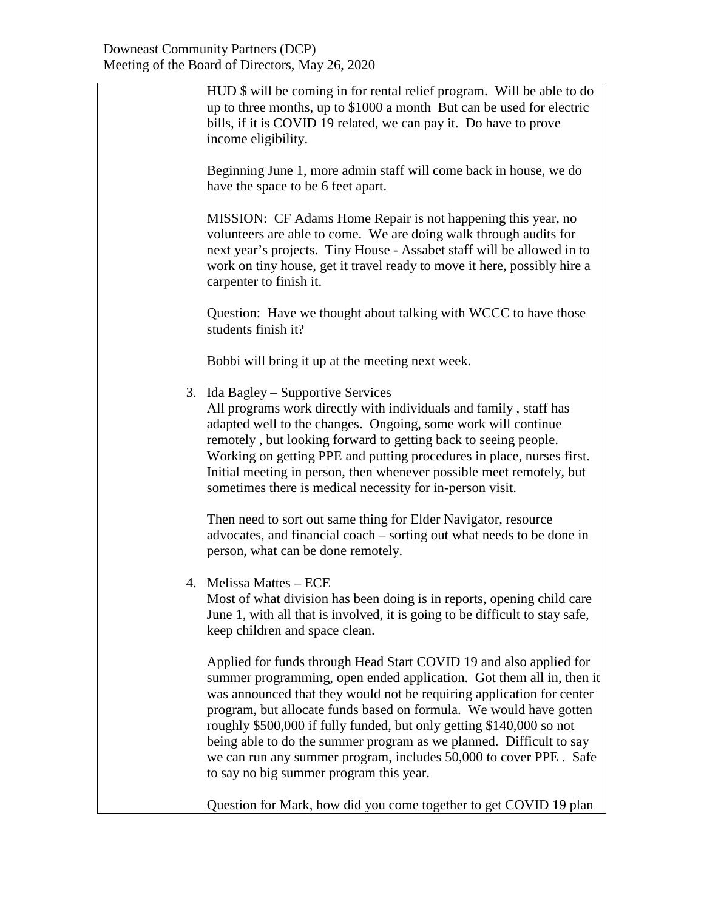HUD $ will be coming in for rental relief program. Will be able to do up to three months, up to $1000 a month But can be used for electric bills, if it is COVID 19 related, we can pay it. Do have to prove income eligibility.

Beginning June 1, more admin staff will come back in house, we do have the space to be 6 feet apart.

MISSION: CF Adams Home Repair is not happening this year, no volunteers are able to come. We are doing walk through audits for next year's projects. Tiny House - Assabet staff will be allowed in to work on tiny house, get it travel ready to move it here, possibly hire a carpenter to finish it.

Question: Have we thought about talking with WCCC to have those students finish it?

Bobbi will bring it up at the meeting next week.

3. Ida Bagley – Supportive Services
   All programs work directly with individuals and family , staff has adapted well to the changes. Ongoing, some work will continue remotely , but looking forward to getting back to seeing people. Working on getting PPE and putting procedures in place, nurses first. Initial meeting in person, then whenever possible meet remotely, but sometimes there is medical necessity for in-person visit.

   Then need to sort out same thing for Elder Navigator, resource advocates, and financial coach – sorting out what needs to be done in person, what can be done remotely.

4. Melissa Mattes – ECE
   Most of what division has been doing is in reports, opening child care June 1, with all that is involved, it is going to be difficult to stay safe, keep children and space clean.

   Applied for funds through Head Start COVID 19 and also applied for summer programming, open ended application. Got them all in, then it was announced that they would not be requiring application for center program, but allocate funds based on formula. We would have gotten roughly $500,000 if fully funded, but only getting $140,000 so not being able to do the summer program as we planned. Difficult to say we can run any summer program, includes 50,000 to cover PPE . Safe to say no big summer program this year.

   Question for Mark, how did you come together to get COVID 19 plan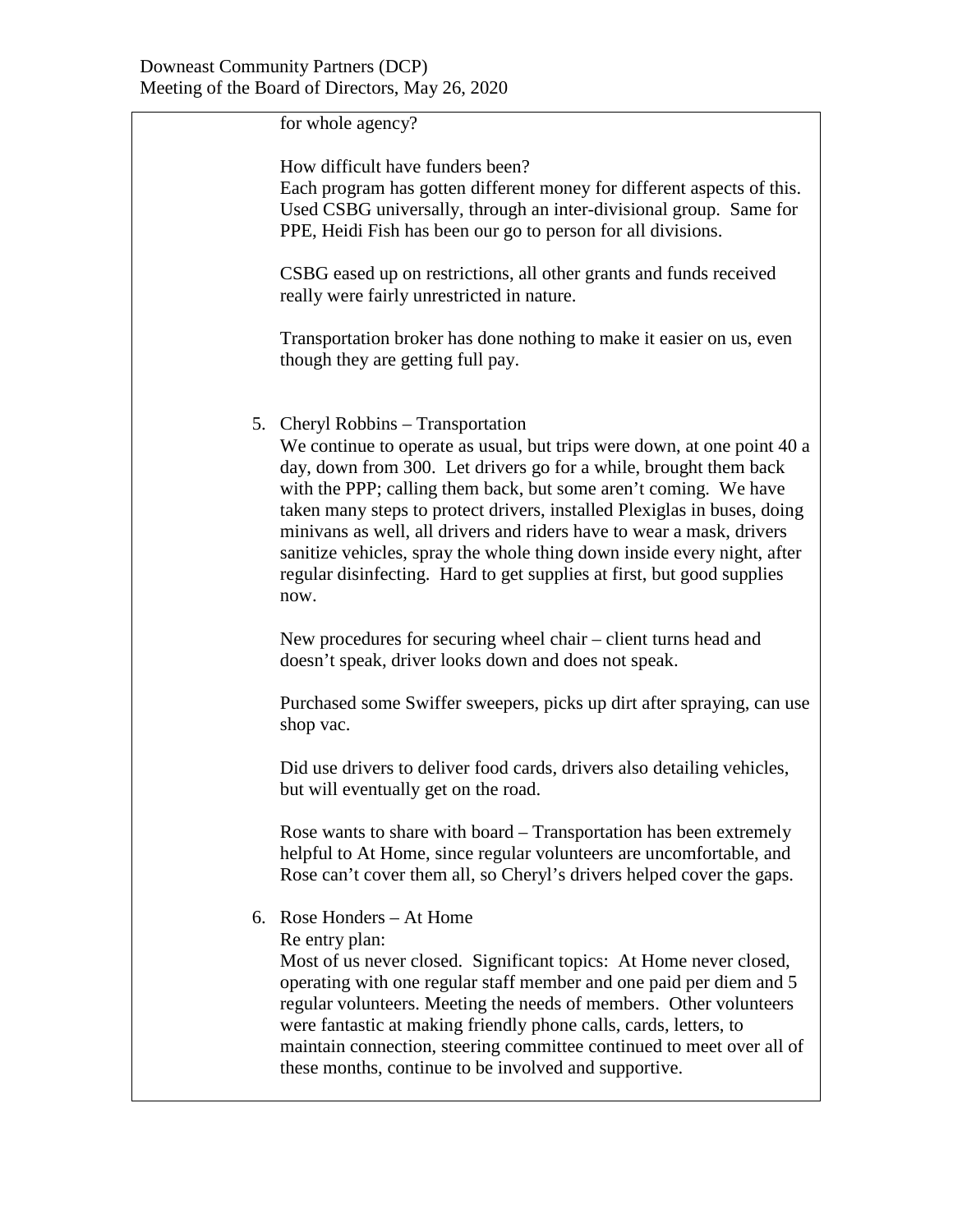for whole agency?

How difficult have funders been?
Each program has gotten different money for different aspects of this. Used CSBG universally, through an inter-divisional group. Same for PPE, Heidi Fish has been our go to person for all divisions.

CSBG eased up on restrictions, all other grants and funds received really were fairly unrestricted in nature.

Transportation broker has done nothing to make it easier on us, even though they are getting full pay.

5. Cheryl Robbins – Transportation
   We continue to operate as usual, but trips were down, at one point 40 a day, down from 300. Let drivers go for a while, brought them back with the PPP; calling them back, but some aren't coming. We have taken many steps to protect drivers, installed Plexiglas in buses, doing minivans as well, all drivers and riders have to wear a mask, drivers sanitize vehicles, spray the whole thing down inside every night, after regular disinfecting. Hard to get supplies at first, but good supplies now.

   New procedures for securing wheel chair – client turns head and doesn't speak, driver looks down and does not speak.

   Purchased some Swiffer sweepers, picks up dirt after spraying, can use shop vac.

   Did use drivers to deliver food cards, drivers also detailing vehicles, but will eventually get on the road.

   Rose wants to share with board – Transportation has been extremely helpful to At Home, since regular volunteers are uncomfortable, and Rose can't cover them all, so Cheryl's drivers helped cover the gaps.

6. Rose Honders – At Home
   Re entry plan:
   Most of us never closed. Significant topics: At Home never closed, operating with one regular staff member and one paid per diem and 5 regular volunteers. Meeting the needs of members. Other volunteers were fantastic at making friendly phone calls, cards, letters, to maintain connection, steering committee continued to meet over all of these months, continue to be involved and supportive.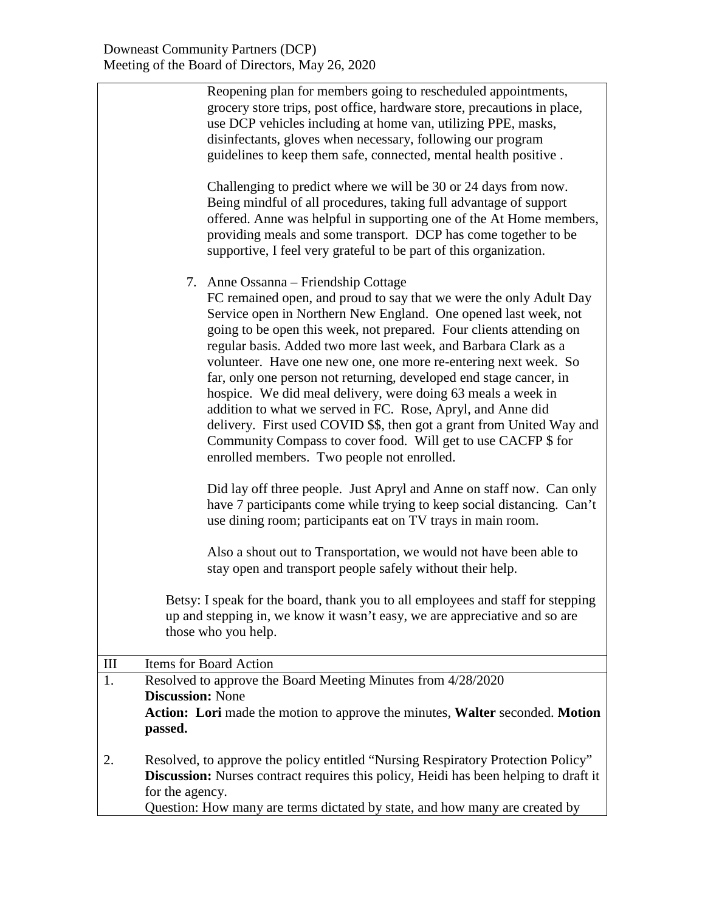Reopening plan for members going to rescheduled appointments, grocery store trips, post office, hardware store, precautions in place, use DCP vehicles including at home van, utilizing PPE, masks, disinfectants, gloves when necessary, following our program guidelines to keep them safe, connected, mental health positive .

Challenging to predict where we will be 30 or 24 days from now. Being mindful of all procedures, taking full advantage of support offered. Anne was helpful in supporting one of the At Home members, providing meals and some transport. DCP has come together to be supportive, I feel very grateful to be part of this organization.

7. Anne Ossanna – Friendship Cottage
   FC remained open, and proud to say that we were the only Adult Day Service open in Northern New England. One opened last week, not going to be open this week, not prepared. Four clients attending on regular basis. Added two more last week, and Barbara Clark as a volunteer. Have one new one, one more re-entering next week. So far, only one person not returning, developed end stage cancer, in hospice. We did meal delivery, were doing 63 meals a week in addition to what we served in FC. Rose, Apryl, and Anne did delivery. First used COVID $$, then got a grant from United Way and Community Compass to cover food. Will get to use CACFP $ for enrolled members. Two people not enrolled.

   Did lay off three people. Just Apryl and Anne on staff now. Can only have 7 participants come while trying to keep social distancing. Can't use dining room; participants eat on TV trays in main room.

   Also a shout out to Transportation, we would not have been able to stay open and transport people safely without their help.

Betsy: I speak for the board, thank you to all employees and staff for stepping up and stepping in, we know it wasn't easy, we are appreciative and so are those who you help.

| III | Items for Board Action |
|---|---|
| 1. | Resolved to approve the Board Meeting Minutes from 4/28/2020<br>**Discussion:** None<br>**Action: Lori** made the motion to approve the minutes, **Walter** seconded. **Motion passed.** |
| 2. | Resolved, to approve the policy entitled "Nursing Respiratory Protection Policy"<br>**Discussion:** Nurses contract requires this policy, Heidi has been helping to draft it for the agency.<br>Question: How many are terms dictated by state, and how many are created by |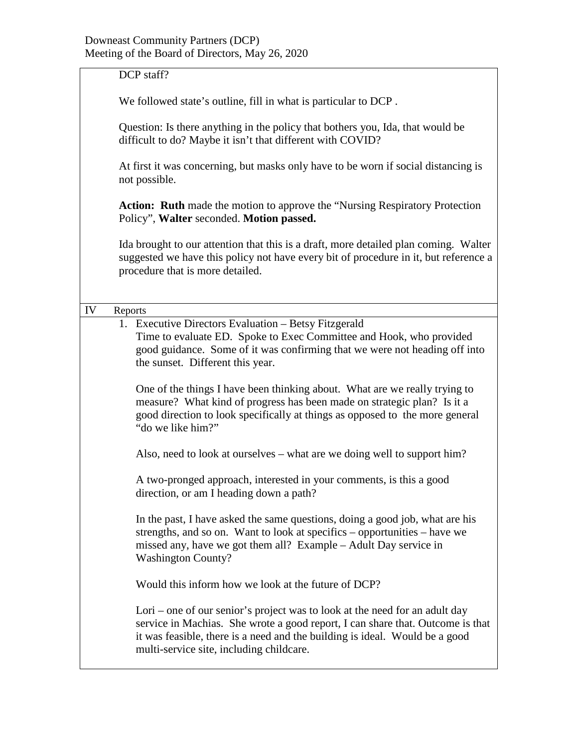DCP staff?

We followed state's outline, fill in what is particular to DCP .

Question: Is there anything in the policy that bothers you, Ida, that would be difficult to do? Maybe it isn't that different with COVID?

At first it was concerning, but masks only have to be worn if social distancing is not possible.

**Action: Ruth** made the motion to approve the "Nursing Respiratory Protection Policy", **Walter** seconded. **Motion passed.**

Ida brought to our attention that this is a draft, more detailed plan coming. Walter suggested we have this policy not have every bit of procedure in it, but reference a procedure that is more detailed.

## IV Reports

1. Executive Directors Evaluation – Betsy Fitzgerald

   Time to evaluate ED. Spoke to Exec Committee and Hook, who provided good guidance. Some of it was confirming that we were not heading off into the sunset. Different this year.

   One of the things I have been thinking about. What are we really trying to measure? What kind of progress has been made on strategic plan? Is it a good direction to look specifically at things as opposed to the more general "do we like him?"

   Also, need to look at ourselves – what are we doing well to support him?

   A two-pronged approach, interested in your comments, is this a good direction, or am I heading down a path?

   In the past, I have asked the same questions, doing a good job, what are his strengths, and so on. Want to look at specifics – opportunities – have we missed any, have we got them all? Example – Adult Day service in Washington County?

   Would this inform how we look at the future of DCP?

   Lori – one of our senior's project was to look at the need for an adult day service in Machias. She wrote a good report, I can share that. Outcome is that it was feasible, there is a need and the building is ideal. Would be a good multi-service site, including childcare.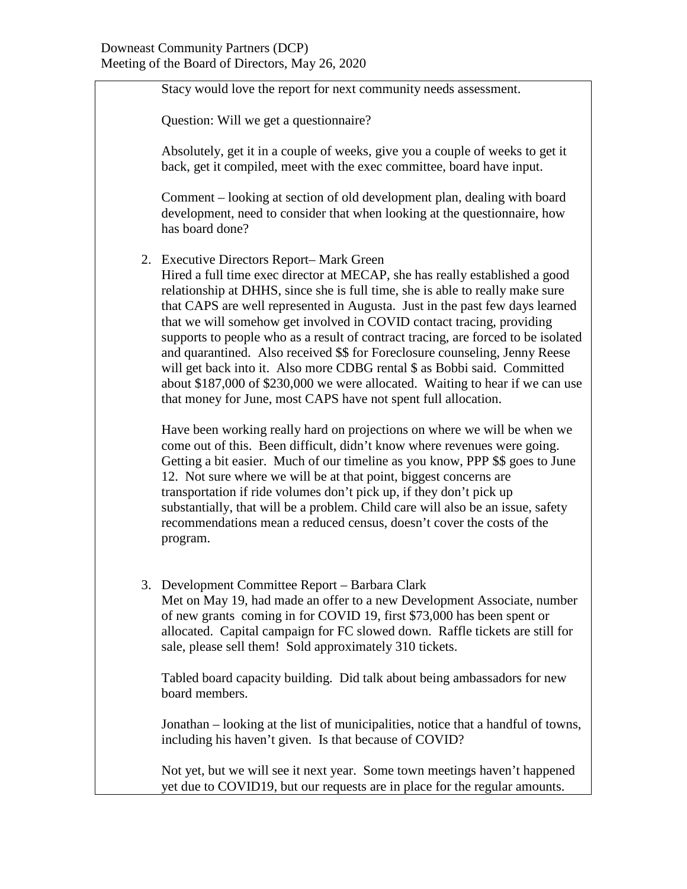Stacy would love the report for next community needs assessment.

Question: Will we get a questionnaire?

Absolutely, get it in a couple of weeks, give you a couple of weeks to get it back, get it compiled, meet with the exec committee, board have input.

Comment – looking at section of old development plan, dealing with board development, need to consider that when looking at the questionnaire, how has board done?

2. Executive Directors Report– Mark Green
   Hired a full time exec director at MECAP, she has really established a good relationship at DHHS, since she is full time, she is able to really make sure that CAPS are well represented in Augusta. Just in the past few days learned that we will somehow get involved in COVID contact tracing, providing supports to people who as a result of contract tracing, are forced to be isolated and quarantined. Also received $$ for Foreclosure counseling, Jenny Reese will get back into it. Also more CDBG rental $ as Bobbi said. Committed about $187,000 of $230,000 we were allocated. Waiting to hear if we can use that money for June, most CAPS have not spent full allocation.

   Have been working really hard on projections on where we will be when we come out of this. Been difficult, didn't know where revenues were going. Getting a bit easier. Much of our timeline as you know, PPP $$ goes to June 12. Not sure where we will be at that point, biggest concerns are transportation if ride volumes don't pick up, if they don't pick up substantially, that will be a problem. Child care will also be an issue, safety recommendations mean a reduced census, doesn't cover the costs of the program.

3. Development Committee Report – Barbara Clark
   Met on May 19, had made an offer to a new Development Associate, number of new grants coming in for COVID 19, first $73,000 has been spent or allocated. Capital campaign for FC slowed down. Raffle tickets are still for sale, please sell them! Sold approximately 310 tickets.

   Tabled board capacity building. Did talk about being ambassadors for new board members.

   Jonathan – looking at the list of municipalities, notice that a handful of towns, including his haven't given. Is that because of COVID?

   Not yet, but we will see it next year. Some town meetings haven't happened yet due to COVID19, but our requests are in place for the regular amounts.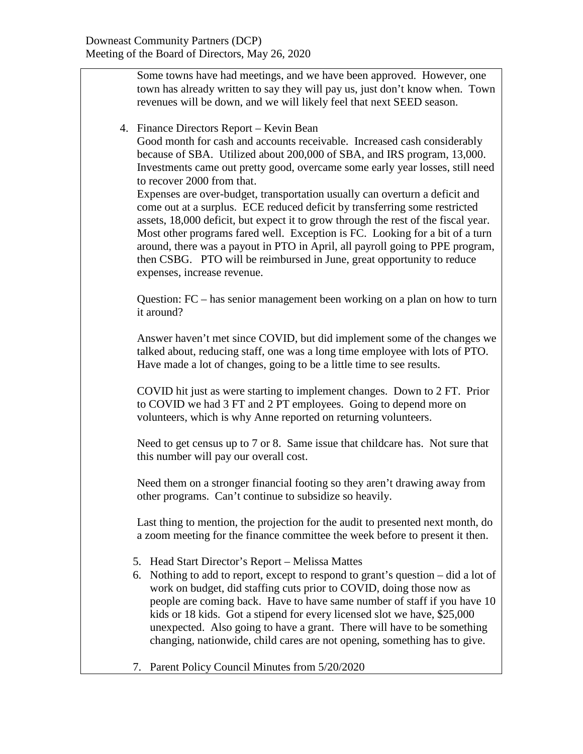Some towns have had meetings, and we have been approved. However, one town has already written to say they will pay us, just don't know when. Town revenues will be down, and we will likely feel that next SEED season.

4. Finance Directors Report – Kevin Bean

   Good month for cash and accounts receivable. Increased cash considerably because of SBA. Utilized about 200,000 of SBA, and IRS program, 13,000. Investments came out pretty good, overcame some early year losses, still need to recover 2000 from that.

   Expenses are over-budget, transportation usually can overturn a deficit and come out at a surplus. ECE reduced deficit by transferring some restricted assets, 18,000 deficit, but expect it to grow through the rest of the fiscal year. Most other programs fared well. Exception is FC. Looking for a bit of a turn around, there was a payout in PTO in April, all payroll going to PPE program, then CSBG. PTO will be reimbursed in June, great opportunity to reduce expenses, increase revenue.

   Question: FC – has senior management been working on a plan on how to turn it around?

   Answer haven't met since COVID, but did implement some of the changes we talked about, reducing staff, one was a long time employee with lots of PTO. Have made a lot of changes, going to be a little time to see results.

   COVID hit just as were starting to implement changes. Down to 2 FT. Prior to COVID we had 3 FT and 2 PT employees. Going to depend more on volunteers, which is why Anne reported on returning volunteers.

   Need to get census up to 7 or 8. Same issue that childcare has. Not sure that this number will pay our overall cost.

   Need them on a stronger financial footing so they aren't drawing away from other programs. Can't continue to subsidize so heavily.

   Last thing to mention, the projection for the audit to presented next month, do a zoom meeting for the finance committee the week before to present it then.

5. Head Start Director's Report – Melissa Mattes
6. Nothing to add to report, except to respond to grant's question – did a lot of work on budget, did staffing cuts prior to COVID, doing those now as people are coming back. Have to have same number of staff if you have 10 kids or 18 kids. Got a stipend for every licensed slot we have, $25,000 unexpected. Also going to have a grant. There will have to be something changing, nationwide, child cares are not opening, something has to give.
7. Parent Policy Council Minutes from 5/20/2020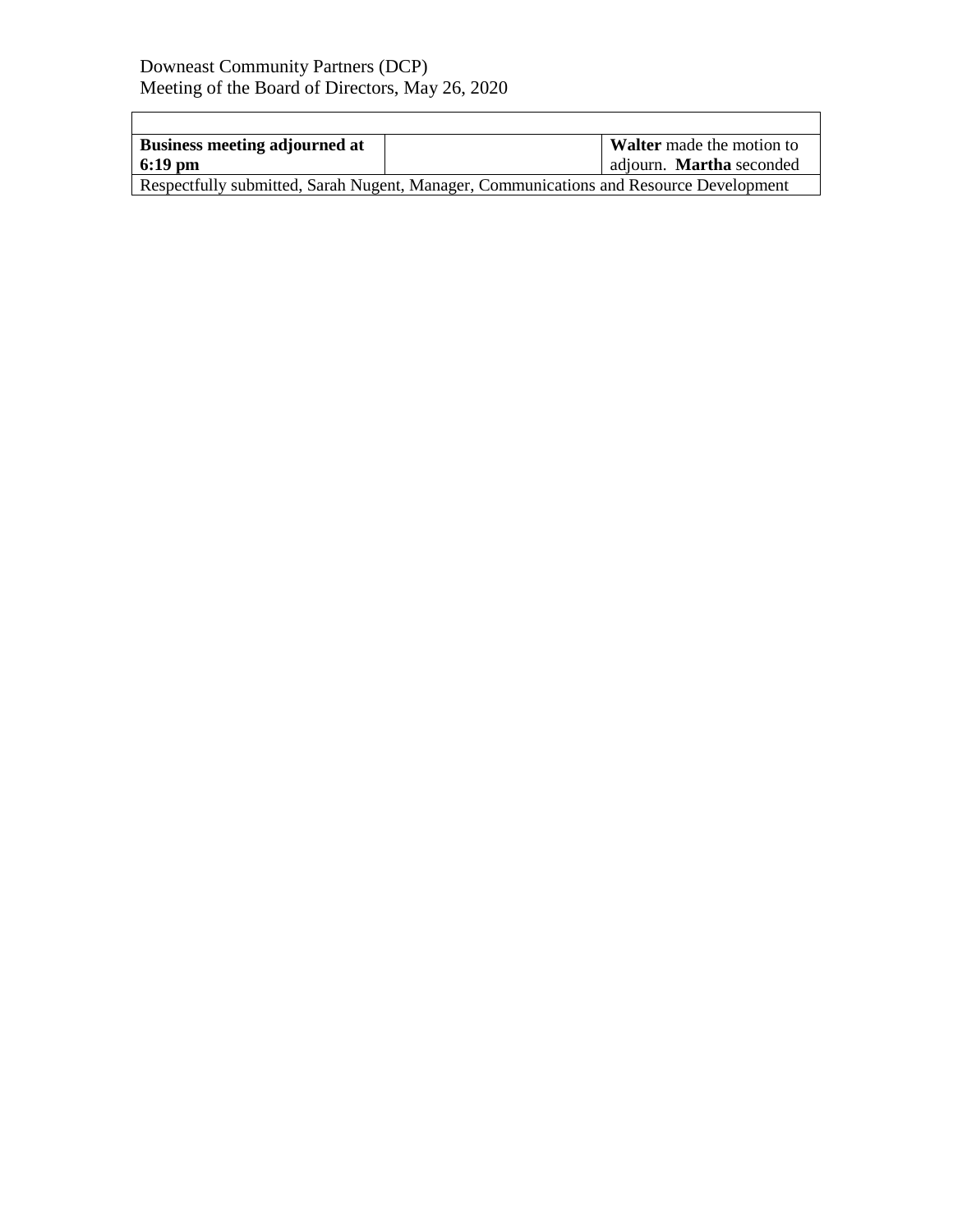| | | |
|---|---|---|
| **Business meeting adjourned at 6:19 pm** | | **Walter** made the motion to adjourn. **Martha** seconded |
| Respectfully submitted, Sarah Nugent, Manager, Communications and Resource Development | | |